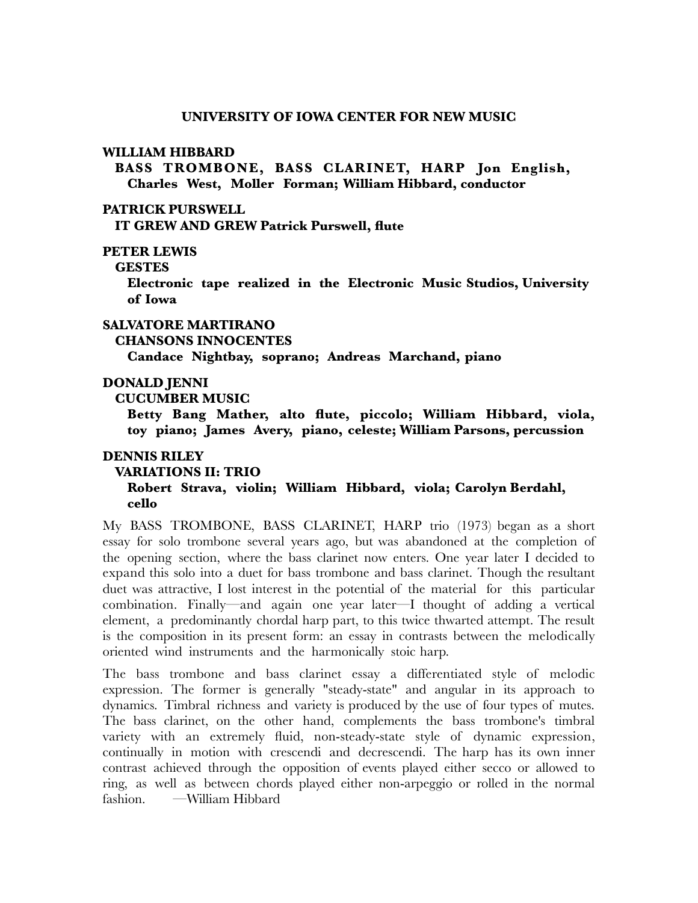# UNIVERSITY OF IOWA CENTER FOR NEW MUSIC

**WILLIAM HIBBARD**

**BASS TROMBONE, BASS CLARINET, HARP Jon English, Charles West, Moller Forman; William Hibbard, conductor**

**PATRICK PURSWELL**

**IT GREW AND GREW Patrick Purswell, flute**

**PETER LEWIS**

**GESTES**

**Electronic tape realized in the Electronic Music Studios, University of Iowa**

**SALVATORE MARTIRANO**

**CHANSONS INNOCENTES**

**Candace Nightbay, soprano; Andreas Marchand, piano**

**DONALD JENNI**

**CUCUMBER MUSIC**

**Betty Bang Mather, alto flute, piccolo; William Hibbard, viola, toy piano; James Avery, piano, celeste; William Parsons, percussion**

**DENNIS RILEY**

**VARIATIONS II: TRIO**

**Robert Strava, violin; William Hibbard, viola; Carolyn Berdahl, cello**

My BASS TROMBONE, BASS CLARINET, HARP trio (1973) began as a short essay for solo trombone several years ago, but was abandoned at the completion of the opening section, where the bass clarinet now enters. One year later I decided to expand this solo into a duet for bass trombone and bass clarinet. Though the resultant duet was attractive, I lost interest in the potential of the material for this particular combination. Finally—and again one year later—I thought of adding a vertical element, a predominantly chordal harp part, to this twice thwarted attempt. The result is the composition in its present form: an essay in contrasts between the melodically oriented wind instruments and the harmonically stoic harp.

The bass trombone and bass clarinet essay a differentiated style of melodic expression. The former is generally "steady-state" and angular in its approach to dynamics. Timbral richness and variety is produced by the use of four types of mutes. The bass clarinet, on the other hand, complements the bass trombone's timbral variety with an extremely fluid, non-steady-state style of dynamic expression, continually in motion with crescendi and decrescendi. The harp has its own inner contrast achieved through the opposition of events played either secco or allowed to ring, as well as between chords played either non-arpeggio or rolled in the normal fashion. —William Hibbard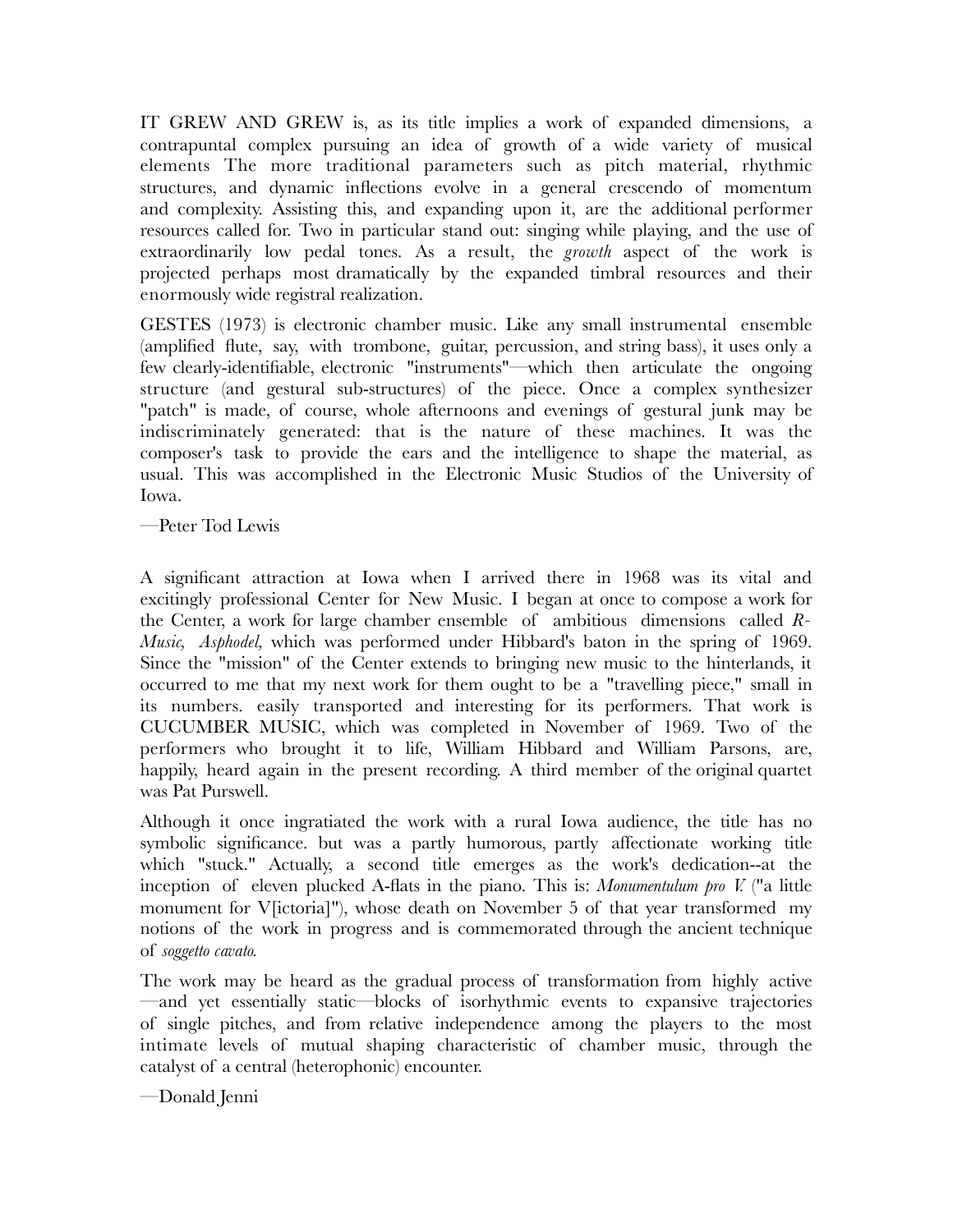IT GREW AND GREW is, as its title implies a work of expanded dimensions, a contrapuntal complex pursuing an idea of growth of a wide variety of musical elements The more traditional parameters such as pitch material, rhythmic structures, and dynamic inflections evolve in a general crescendo of momentum and complexity. Assisting this, and expanding upon it, are the additional performer resources called for. Two in particular stand out: singing while playing, and the use of extraordinarily low pedal tones. As a result, the *growth* aspect of the work is projected perhaps most dramatically by the expanded timbral resources and their enormously wide registral realization.

GESTES (1973) is electronic chamber music. Like any small instrumental ensemble (amplified flute, say, with trombone, guitar, percussion, and string bass), it uses only a few clearly-identifiable, electronic "instruments"—which then articulate the ongoing structure (and gestural sub-structures) of the piece. Once a complex synthesizer "patch" is made, of course, whole afternoons and evenings of gestural junk may be indiscriminately generated: that is the nature of these machines. It was the composer's task to provide the ears and the intelligence to shape the material, as usual. This was accomplished in the Electronic Music Studios of the University of Iowa.

—Peter Tod Lewis

A significant attraction at Iowa when I arrived there in 1968 was its vital and excitingly professional Center for New Music. I began at once to compose a work for the Center, a work for large chamber ensemble of ambitious dimensions called *R-Music, Asphodel*, which was performed under Hibbard's baton in the spring of 1969. Since the "mission" of the Center extends to bringing new music to the hinterlands, it occurred to me that my next work for them ought to be a "travelling piece," small in its numbers. easily transported and interesting for its performers. That work is CUCUMBER MUSIC, which was completed in November of 1969. Two of the performers who brought it to life, William Hibbard and William Parsons, are, happily, heard again in the present recording. A third member of the original quartet was Pat Purswell.

Although it once ingratiated the work with a rural Iowa audience, the title has no symbolic significance. but was a partly humorous, partly affectionate working title which "stuck." Actually, a second title emerges as the work's dedication--at the inception of eleven plucked A-flats in the piano. This is: *Monumentulum pro V.* ("a little monument for V[ictoria]"), whose death on November 5 of that year transformed my notions of the work in progress and is commemorated through the ancient technique of *soggetto cavato*.

The work may be heard as the gradual process of transformation from highly active —and yet essentially static—blocks of isorhythmic events to expansive trajectories of single pitches, and from relative independence among the players to the most intimate levels of mutual shaping characteristic of chamber music, through the catalyst of a central (heterophonic) encounter.

—Donald Jenni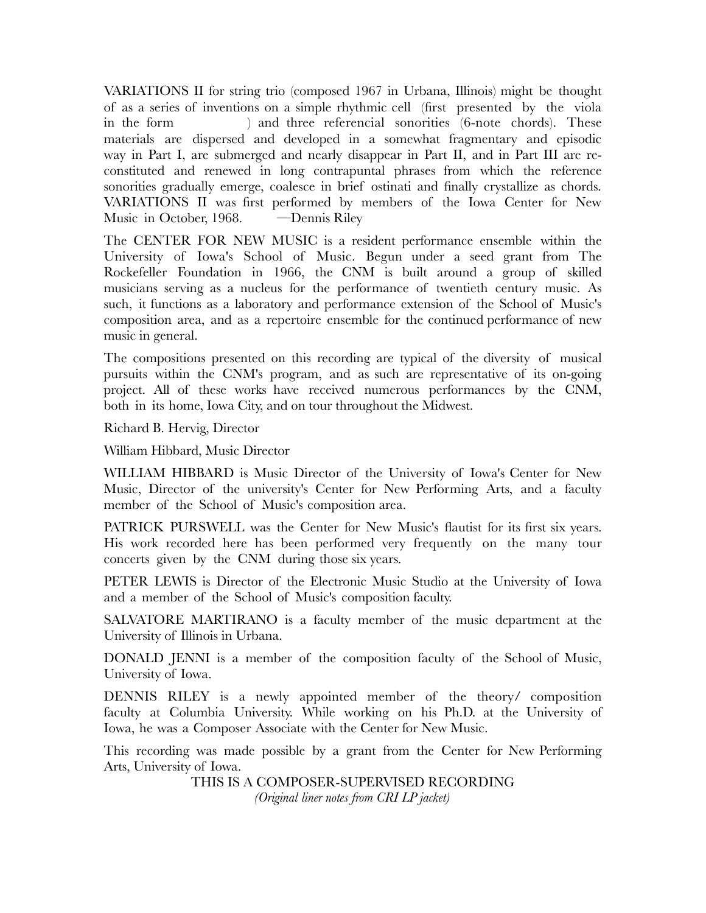VARIATIONS II for string trio (composed 1967 in Urbana, Illinois) might be thought of as a series of inventions on a simple rhythmic cell (first presented by the viola in the form ) and three referencial sonorities (6-note chords). These materials are dispersed and developed in a somewhat fragmentary and episodic way in Part I, are submerged and nearly disappear in Part II, and in Part III are re-constituted and renewed in long contrapuntal phrases from which the reference sonorities gradually emerge, coalesce in brief ostinati and finally crystallize as chords. VARIATIONS II was first performed by members of the Iowa Center for New Music in October, 1968. —Dennis Riley

The CENTER FOR NEW MUSIC is a resident performance ensemble within the University of Iowa's School of Music. Begun under a seed grant from The Rockefeller Foundation in 1966, the CNM is built around a group of skilled musicians serving as a nucleus for the performance of twentieth century music. As such, it functions as a laboratory and performance extension of the School of Music's composition area, and as a repertoire ensemble for the continued performance of new music in general.

The compositions presented on this recording are typical of the diversity of musical pursuits within the CNM's program, and as such are representative of its on-going project. All of these works have received numerous performances by the CNM, both in its home, Iowa City, and on tour throughout the Midwest.

Richard B. Hervig, Director

William Hibbard, Music Director

WILLIAM HIBBARD is Music Director of the University of Iowa's Center for New Music, Director of the university's Center for New Performing Arts, and a faculty member of the School of Music's composition area.

PATRICK PURSWELL was the Center for New Music's flautist for its first six years. His work recorded here has been performed very frequently on the many tour concerts given by the CNM during those six years.

PETER LEWIS is Director of the Electronic Music Studio at the University of Iowa and a member of the School of Music's composition faculty.

SALVATORE MARTIRANO is a faculty member of the music department at the University of Illinois in Urbana.

DONALD JENNI is a member of the composition faculty of the School of Music, University of Iowa.

DENNIS RILEY is a newly appointed member of the theory/ composition faculty at Columbia University. While working on his Ph.D. at the University of Iowa, he was a Composer Associate with the Center for New Music.

This recording was made possible by a grant from the Center for New Performing Arts, University of Iowa.

THIS IS A COMPOSER-SUPERVISED RECORDING

*(Original liner notes from CRI LP jacket)*